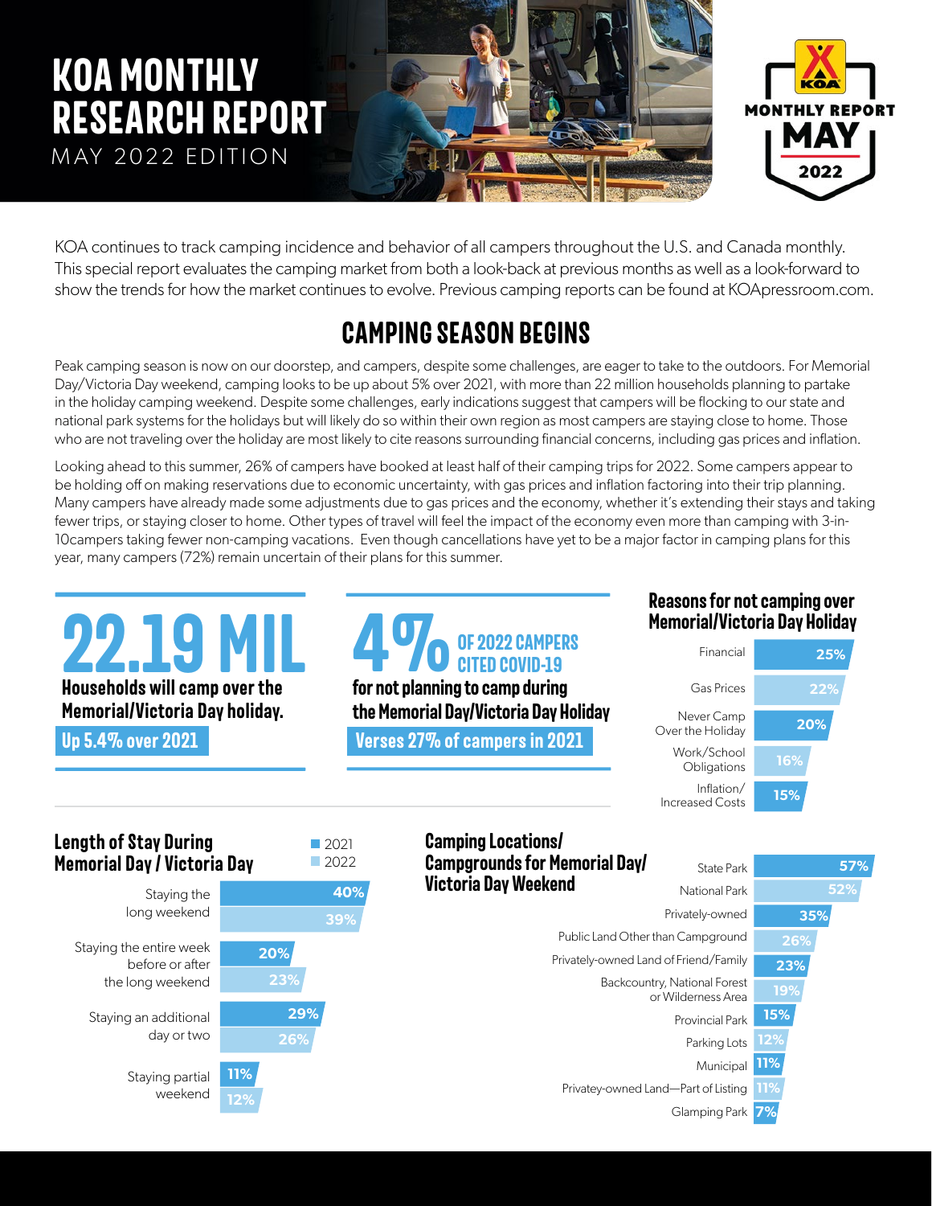# KOA MONTHLY RESEARCH REPORT

MAY 2022 EDITION

MONTHLY REPORT
MAY
2022

KOA continues to track camping incidence and behavior of all campers throughout the U.S. and Canada monthly. This special report evaluates the camping market from both a look-back at previous months as well as a look-forward to show the trends for how the market continues to evolve. Previous camping reports can be found at KOApressroom.com.

## CAMPING SEASON BEGINS

Peak camping season is now on our doorstep, and campers, despite some challenges, are eager to take to the outdoors. For Memorial Day/Victoria Day weekend, camping looks to be up about 5% over 2021, with more than 22 million households planning to partake in the holiday camping weekend. Despite some challenges, early indications suggest that campers will be flocking to our state and national park systems for the holidays but will likely do so within their own region as most campers are staying close to home. Those who are not traveling over the holiday are most likely to cite reasons surrounding financial concerns, including gas prices and inflation.

Looking ahead to this summer, 26% of campers have booked at least half of their camping trips for 2022. Some campers appear to be holding off on making reservations due to economic uncertainty, with gas prices and inflation factoring into their trip planning. Many campers have already made some adjustments due to gas prices and the economy, whether it's extending their stays and taking fewer trips, or staying closer to home. Other types of travel will feel the impact of the economy even more than camping with 3-in-10campers taking fewer non-camping vacations. Even though cancellations have yet to be a major factor in camping plans for this year, many campers (72%) remain uncertain of their plans for this summer.

**22.19 MIL**
**Households will camp over the Memorial/Victoria Day holiday.**
**Up 5.4% over 2021**

**4% OF 2022 CAMPERS CITED COVID-19**
**for not planning to camp during the Memorial Day/Victoria Day Holiday**
**Verses 27% of campers in 2021**

### Reasons for not camping over Memorial/Victoria Day Holiday

Financial 25%
Gas Prices 22%
Never Camp Over the Holiday 20%
Work/School Obligations 16%
Inflation/Increased Costs 15%

### Length of Stay During Memorial Day / Victoria Day

2021
2022

Staying the long weekend 40% 39%
Staying the entire week before or after the long weekend 20% 23%
Staying an additional day or two 29% 26%
Staying partial weekend 11% 12%

### Camping Locations/ Campgrounds for Memorial Day/ Victoria Day Weekend

State Park 57%
National Park 52%
Privately-owned 35%
Public Land Other than Campground 26%
Privately-owned Land of Friend/Family 23%
Backcountry, National Forest or Wilderness Area 19%
Provincial Park 15%
Parking Lots 12%
Municipal 11%
Privatey-owned Land—Part of Listing 11%
Glamping Park 7%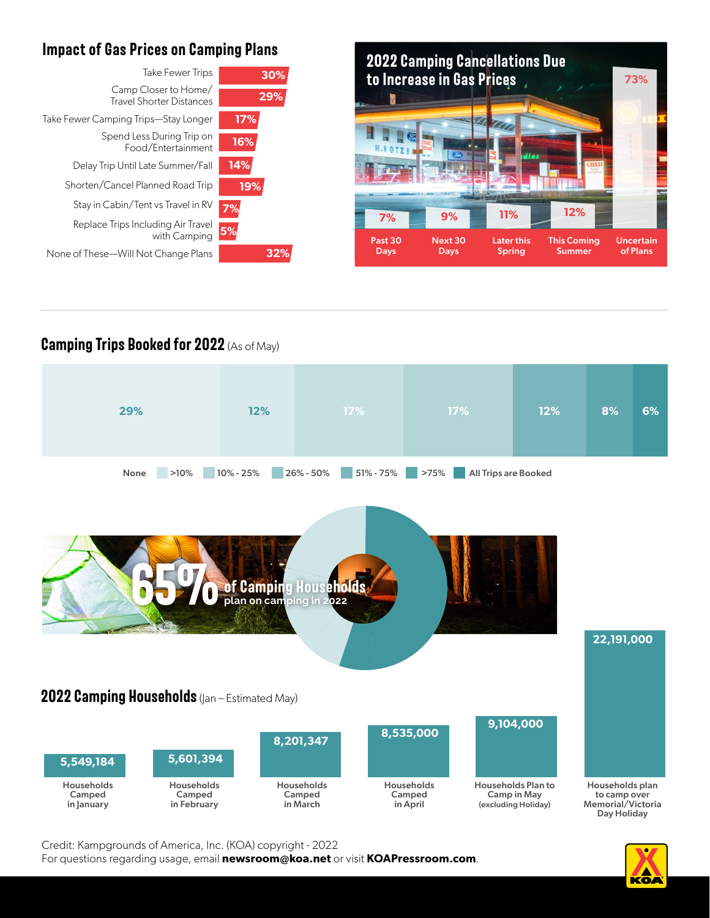## Impact of Gas Prices on Camping Plans

Take Fewer Trips 30%
Camp Closer to Home/ Travel Shorter Distances 29%
Take Fewer Camping Trips—Stay Longer 17%
Spend Less During Trip on Food/Entertainment 16%
Delay Trip Until Late Summer/Fall 14%
Shorten/Cancel Planned Road Trip 19%
Stay in Cabin/Tent vs Travel in RV 7%
Replace Trips Including Air Travel with Camping 5%
None of These—Will Not Change Plans 32%

## 2022 Camping Cancellations Due to Increase in Gas Prices

Past 30 Days 7%
Next 30 Days 9%
Later this Spring 11%
This Coming Summer 12%
Uncertain of Plans 73%

## Camping Trips Booked for 2022 (As of May)

29% 12% 17% 17% 12% 8% 6%

None >10% 10% - 25% 26% - 50% 51% - 75% >75% All Trips are Booked

65% of Camping Households plan on camping in 2022

## 2022 Camping Households (Jan – Estimated May)

5,549,184 Households Camped in January
5,601,394 Households Camped in February
8,201,347 Households Camped in March
8,535,000 Households Camped in April
9,104,000 Households Plan to Camp in May (excluding Holiday)
22,191,000 Households plan to camp over Memorial/Victoria Day Holiday

Credit: Kampgrounds of America, Inc. (KOA) copyright - 2022
For questions regarding usage, email **newsroom@koa.net** or visit **KOAPressroom.com**.